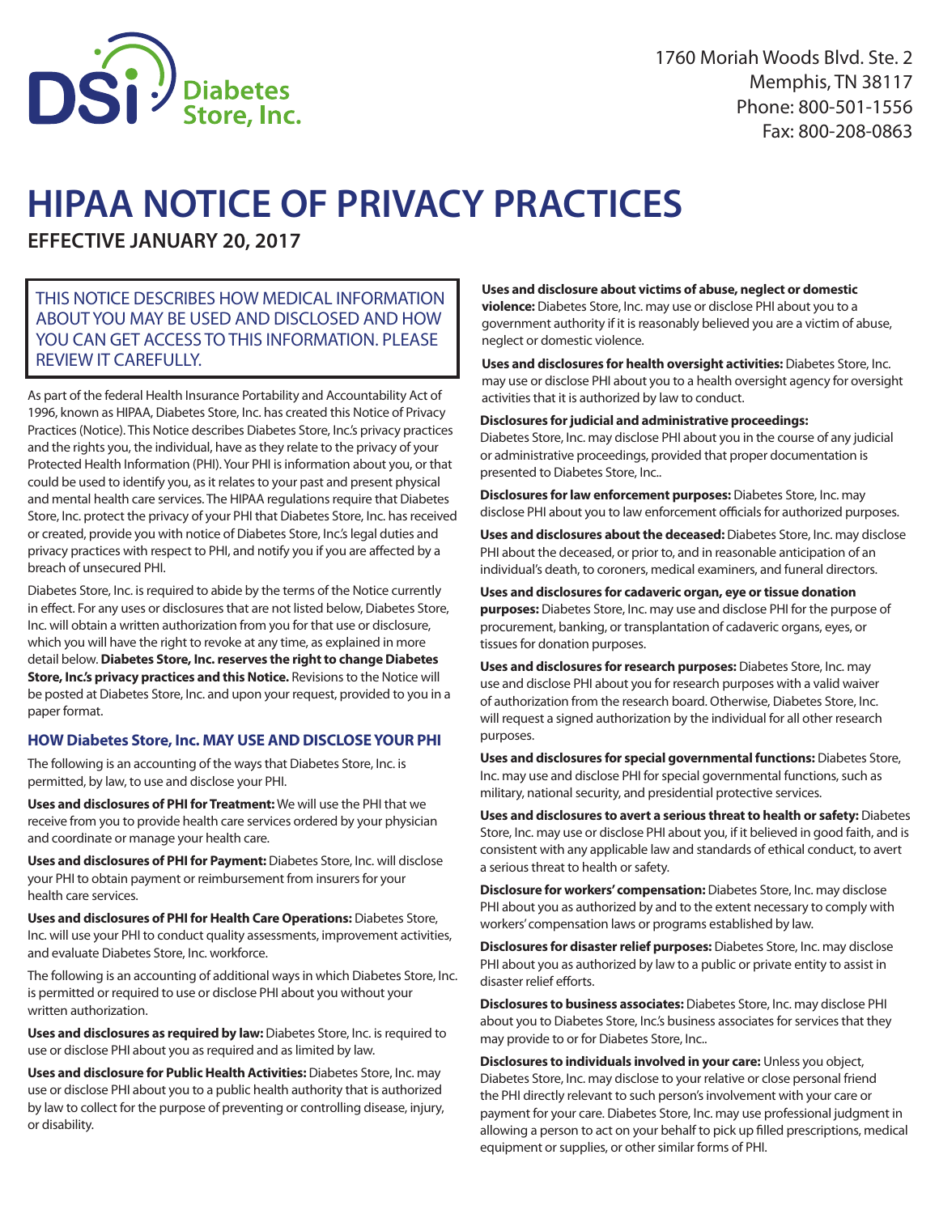DSi Diabetes Store, Inc.

1760 Moriah Woods Blvd. Ste. 2
Memphis, TN 38117
Phone: 800-501-1556
Fax: 800-208-0863

# HIPAA NOTICE OF PRIVACY PRACTICES

**EFFECTIVE JANUARY 20, 2017**

THIS NOTICE DESCRIBES HOW MEDICAL INFORMATION ABOUT YOU MAY BE USED AND DISCLOSED AND HOW YOU CAN GET ACCESS TO THIS INFORMATION. PLEASE REVIEW IT CAREFULLY.

As part of the federal Health Insurance Portability and Accountability Act of 1996, known as HIPAA, Diabetes Store, Inc. has created this Notice of Privacy Practices (Notice). This Notice describes Diabetes Store, Inc.'s privacy practices and the rights you, the individual, have as they relate to the privacy of your Protected Health Information (PHI). Your PHI is information about you, or that could be used to identify you, as it relates to your past and present physical and mental health care services. The HIPAA regulations require that Diabetes Store, Inc. protect the privacy of your PHI that Diabetes Store, Inc. has received or created, provide you with notice of Diabetes Store, Inc.'s legal duties and privacy practices with respect to PHI, and notify you if you are affected by a breach of unsecured PHI.

Diabetes Store, Inc. is required to abide by the terms of the Notice currently in effect. For any uses or disclosures that are not listed below, Diabetes Store, Inc. will obtain a written authorization from you for that use or disclosure, which you will have the right to revoke at any time, as explained in more detail below. **Diabetes Store, Inc. reserves the right to change Diabetes Store, Inc.'s privacy practices and this Notice.** Revisions to the Notice will be posted at Diabetes Store, Inc. and upon your request, provided to you in a paper format.

## HOW Diabetes Store, Inc. MAY USE AND DISCLOSE YOUR PHI

The following is an accounting of the ways that Diabetes Store, Inc. is permitted, by law, to use and disclose your PHI.

**Uses and disclosures of PHI for Treatment:** We will use the PHI that we receive from you to provide health care services ordered by your physician and coordinate or manage your health care.

**Uses and disclosures of PHI for Payment:** Diabetes Store, Inc. will disclose your PHI to obtain payment or reimbursement from insurers for your health care services.

**Uses and disclosures of PHI for Health Care Operations:** Diabetes Store, Inc. will use your PHI to conduct quality assessments, improvement activities, and evaluate Diabetes Store, Inc. workforce.

The following is an accounting of additional ways in which Diabetes Store, Inc. is permitted or required to use or disclose PHI about you without your written authorization.

**Uses and disclosures as required by law:** Diabetes Store, Inc. is required to use or disclose PHI about you as required and as limited by law.

**Uses and disclosure for Public Health Activities:** Diabetes Store, Inc. may use or disclose PHI about you to a public health authority that is authorized by law to collect for the purpose of preventing or controlling disease, injury, or disability.

**Uses and disclosure about victims of abuse, neglect or domestic violence:** Diabetes Store, Inc. may use or disclose PHI about you to a government authority if it is reasonably believed you are a victim of abuse, neglect or domestic violence.

**Uses and disclosures for health oversight activities:** Diabetes Store, Inc. may use or disclose PHI about you to a health oversight agency for oversight activities that it is authorized by law to conduct.

**Disclosures for judicial and administrative proceedings:** Diabetes Store, Inc. may disclose PHI about you in the course of any judicial or administrative proceedings, provided that proper documentation is presented to Diabetes Store, Inc..

**Disclosures for law enforcement purposes:** Diabetes Store, Inc. may disclose PHI about you to law enforcement officials for authorized purposes.

**Uses and disclosures about the deceased:** Diabetes Store, Inc. may disclose PHI about the deceased, or prior to, and in reasonable anticipation of an individual's death, to coroners, medical examiners, and funeral directors.

**Uses and disclosures for cadaveric organ, eye or tissue donation purposes:** Diabetes Store, Inc. may use and disclose PHI for the purpose of procurement, banking, or transplantation of cadaveric organs, eyes, or tissues for donation purposes.

**Uses and disclosures for research purposes:** Diabetes Store, Inc. may use and disclose PHI about you for research purposes with a valid waiver of authorization from the research board. Otherwise, Diabetes Store, Inc. will request a signed authorization by the individual for all other research purposes.

**Uses and disclosures for special governmental functions:** Diabetes Store, Inc. may use and disclose PHI for special governmental functions, such as military, national security, and presidential protective services.

**Uses and disclosures to avert a serious threat to health or safety:** Diabetes Store, Inc. may use or disclose PHI about you, if it believed in good faith, and is consistent with any applicable law and standards of ethical conduct, to avert a serious threat to health or safety.

**Disclosure for workers' compensation:** Diabetes Store, Inc. may disclose PHI about you as authorized by and to the extent necessary to comply with workers' compensation laws or programs established by law.

**Disclosures for disaster relief purposes:** Diabetes Store, Inc. may disclose PHI about you as authorized by law to a public or private entity to assist in disaster relief efforts.

**Disclosures to business associates:** Diabetes Store, Inc. may disclose PHI about you to Diabetes Store, Inc.'s business associates for services that they may provide to or for Diabetes Store, Inc..

**Disclosures to individuals involved in your care:** Unless you object, Diabetes Store, Inc. may disclose to your relative or close personal friend the PHI directly relevant to such person's involvement with your care or payment for your care. Diabetes Store, Inc. may use professional judgment in allowing a person to act on your behalf to pick up filled prescriptions, medical equipment or supplies, or other similar forms of PHI.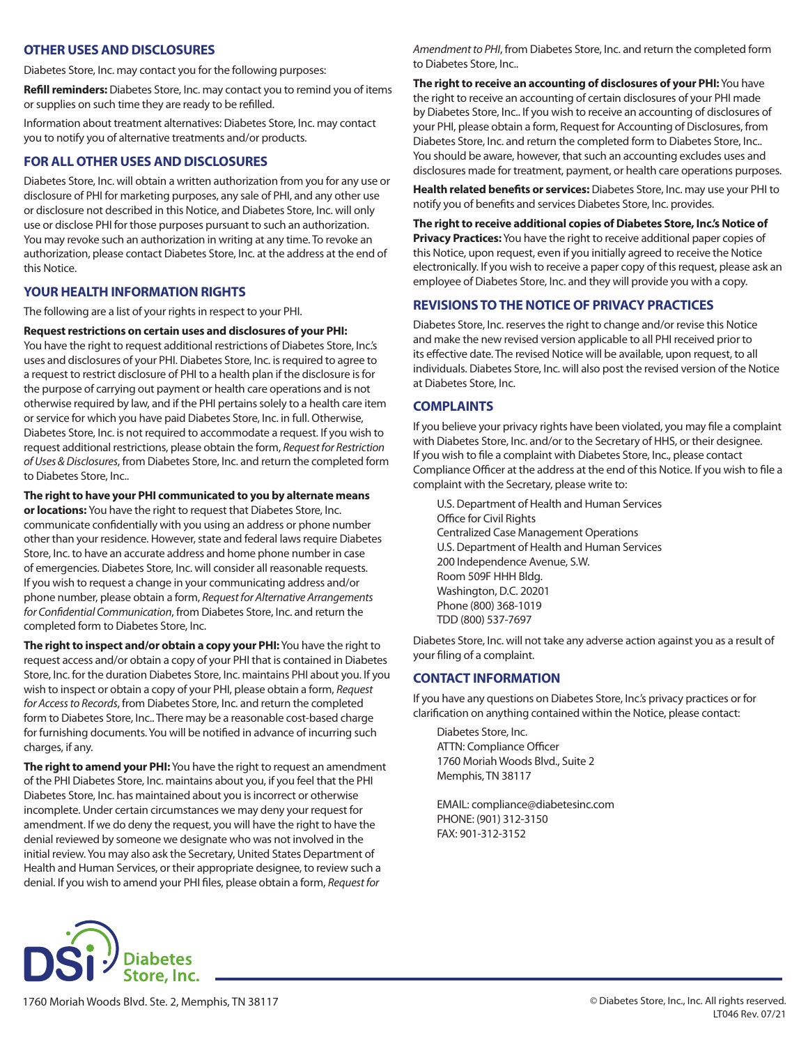## OTHER USES AND DISCLOSURES

Diabetes Store, Inc. may contact you for the following purposes:

**Refill reminders:** Diabetes Store, Inc. may contact you to remind you of items or supplies on such time they are ready to be refilled.

Information about treatment alternatives: Diabetes Store, Inc. may contact you to notify you of alternative treatments and/or products.

## FOR ALL OTHER USES AND DISCLOSURES

Diabetes Store, Inc. will obtain a written authorization from you for any use or disclosure of PHI for marketing purposes, any sale of PHI, and any other use or disclosure not described in this Notice, and Diabetes Store, Inc. will only use or disclose PHI for those purposes pursuant to such an authorization. You may revoke such an authorization in writing at any time. To revoke an authorization, please contact Diabetes Store, Inc. at the address at the end of this Notice.

## YOUR HEALTH INFORMATION RIGHTS

The following are a list of your rights in respect to your PHI.

**Request restrictions on certain uses and disclosures of your PHI:** You have the right to request additional restrictions of Diabetes Store, Inc.'s uses and disclosures of your PHI. Diabetes Store, Inc. is required to agree to a request to restrict disclosure of PHI to a health plan if the disclosure is for the purpose of carrying out payment or health care operations and is not otherwise required by law, and if the PHI pertains solely to a health care item or service for which you have paid Diabetes Store, Inc. in full. Otherwise, Diabetes Store, Inc. is not required to accommodate a request. If you wish to request additional restrictions, please obtain the form, *Request for Restriction of Uses & Disclosures*, from Diabetes Store, Inc. and return the completed form to Diabetes Store, Inc..

**The right to have your PHI communicated to you by alternate means or locations:** You have the right to request that Diabetes Store, Inc. communicate confidentially with you using an address or phone number other than your residence. However, state and federal laws require Diabetes Store, Inc. to have an accurate address and home phone number in case of emergencies. Diabetes Store, Inc. will consider all reasonable requests. If you wish to request a change in your communicating address and/or phone number, please obtain a form, *Request for Alternative Arrangements for Confidential Communication*, from Diabetes Store, Inc. and return the completed form to Diabetes Store, Inc.

**The right to inspect and/or obtain a copy your PHI:** You have the right to request access and/or obtain a copy of your PHI that is contained in Diabetes Store, Inc. for the duration Diabetes Store, Inc. maintains PHI about you. If you wish to inspect or obtain a copy of your PHI, please obtain a form, *Request for Access to Records*, from Diabetes Store, Inc. and return the completed form to Diabetes Store, Inc.. There may be a reasonable cost-based charge for furnishing documents. You will be notified in advance of incurring such charges, if any.

**The right to amend your PHI:** You have the right to request an amendment of the PHI Diabetes Store, Inc. maintains about you, if you feel that the PHI Diabetes Store, Inc. has maintained about you is incorrect or otherwise incomplete. Under certain circumstances we may deny your request for amendment. If we do deny the request, you will have the right to have the denial reviewed by someone we designate who was not involved in the initial review. You may also ask the Secretary, United States Department of Health and Human Services, or their appropriate designee, to review such a denial. If you wish to amend your PHI files, please obtain a form, *Request for Amendment to PHI*, from Diabetes Store, Inc. and return the completed form to Diabetes Store, Inc..

**The right to receive an accounting of disclosures of your PHI:** You have the right to receive an accounting of certain disclosures of your PHI made by Diabetes Store, Inc.. If you wish to receive an accounting of disclosures of your PHI, please obtain a form, Request for Accounting of Disclosures, from Diabetes Store, Inc. and return the completed form to Diabetes Store, Inc.. You should be aware, however, that such an accounting excludes uses and disclosures made for treatment, payment, or health care operations purposes.

**Health related benefits or services:** Diabetes Store, Inc. may use your PHI to notify you of benefits and services Diabetes Store, Inc. provides.

**The right to receive additional copies of Diabetes Store, Inc.'s Notice of Privacy Practices:** You have the right to receive additional paper copies of this Notice, upon request, even if you initially agreed to receive the Notice electronically. If you wish to receive a paper copy of this request, please ask an employee of Diabetes Store, Inc. and they will provide you with a copy.

## REVISIONS TO THE NOTICE OF PRIVACY PRACTICES

Diabetes Store, Inc. reserves the right to change and/or revise this Notice and make the new revised version applicable to all PHI received prior to its effective date. The revised Notice will be available, upon request, to all individuals. Diabetes Store, Inc. will also post the revised version of the Notice at Diabetes Store, Inc.

## COMPLAINTS

If you believe your privacy rights have been violated, you may file a complaint with Diabetes Store, Inc. and/or to the Secretary of HHS, or their designee. If you wish to file a complaint with Diabetes Store, Inc., please contact Compliance Officer at the address at the end of this Notice. If you wish to file a complaint with the Secretary, please write to:

U.S. Department of Health and Human Services
Office for Civil Rights
Centralized Case Management Operations
U.S. Department of Health and Human Services
200 Independence Avenue, S.W.
Room 509F HHH Bldg.
Washington, D.C. 20201
Phone (800) 368-1019
TDD (800) 537-7697

Diabetes Store, Inc. will not take any adverse action against you as a result of your filing of a complaint.

## CONTACT INFORMATION

If you have any questions on Diabetes Store, Inc.'s privacy practices or for clarification on anything contained within the Notice, please contact:

Diabetes Store, Inc.
ATTN: Compliance Officer
1760 Moriah Woods Blvd., Suite 2
Memphis, TN 38117

EMAIL: compliance@diabetesinc.com
PHONE: (901) 312-3150
FAX: 901-312-3152

DSi Diabetes Store, Inc.

1760 Moriah Woods Blvd. Ste. 2, Memphis, TN 38117

© Diabetes Store, Inc., Inc. All rights reserved.
LT046 Rev. 07/21